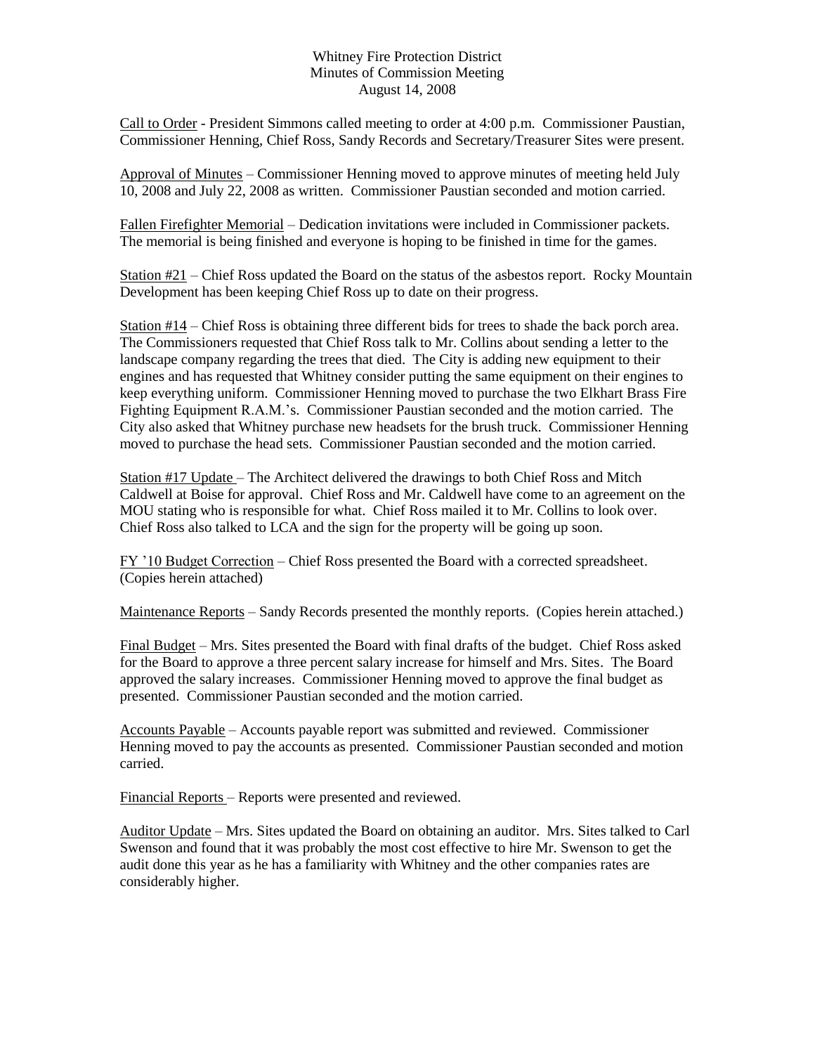Whitney Fire Protection District
Minutes of Commission Meeting
August 14, 2008

<u>Call to Order</u> - President Simmons called meeting to order at 4:00 p.m. Commissioner Paustian, Commissioner Henning, Chief Ross, Sandy Records and Secretary/Treasurer Sites were present.

<u>Approval of Minutes</u> – Commissioner Henning moved to approve minutes of meeting held July 10, 2008 and July 22, 2008 as written. Commissioner Paustian seconded and motion carried.

<u>Fallen Firefighter Memorial</u> – Dedication invitations were included in Commissioner packets. The memorial is being finished and everyone is hoping to be finished in time for the games.

<u>Station #21</u> – Chief Ross updated the Board on the status of the asbestos report. Rocky Mountain Development has been keeping Chief Ross up to date on their progress.

<u>Station #14</u> – Chief Ross is obtaining three different bids for trees to shade the back porch area. The Commissioners requested that Chief Ross talk to Mr. Collins about sending a letter to the landscape company regarding the trees that died. The City is adding new equipment to their engines and has requested that Whitney consider putting the same equipment on their engines to keep everything uniform. Commissioner Henning moved to purchase the two Elkhart Brass Fire Fighting Equipment R.A.M.'s. Commissioner Paustian seconded and the motion carried. The City also asked that Whitney purchase new headsets for the brush truck. Commissioner Henning moved to purchase the head sets. Commissioner Paustian seconded and the motion carried.

<u>Station #17 Update</u> – The Architect delivered the drawings to both Chief Ross and Mitch Caldwell at Boise for approval. Chief Ross and Mr. Caldwell have come to an agreement on the MOU stating who is responsible for what. Chief Ross mailed it to Mr. Collins to look over. Chief Ross also talked to LCA and the sign for the property will be going up soon.

<u>FY '10 Budget Correction</u> – Chief Ross presented the Board with a corrected spreadsheet. (Copies herein attached)

<u>Maintenance Reports</u> – Sandy Records presented the monthly reports. (Copies herein attached.)

<u>Final Budget</u> – Mrs. Sites presented the Board with final drafts of the budget. Chief Ross asked for the Board to approve a three percent salary increase for himself and Mrs. Sites. The Board approved the salary increases. Commissioner Henning moved to approve the final budget as presented. Commissioner Paustian seconded and the motion carried.

<u>Accounts Payable</u> – Accounts payable report was submitted and reviewed. Commissioner Henning moved to pay the accounts as presented. Commissioner Paustian seconded and motion carried.

<u>Financial Reports</u> – Reports were presented and reviewed.

<u>Auditor Update</u> – Mrs. Sites updated the Board on obtaining an auditor. Mrs. Sites talked to Carl Swenson and found that it was probably the most cost effective to hire Mr. Swenson to get the audit done this year as he has a familiarity with Whitney and the other companies rates are considerably higher.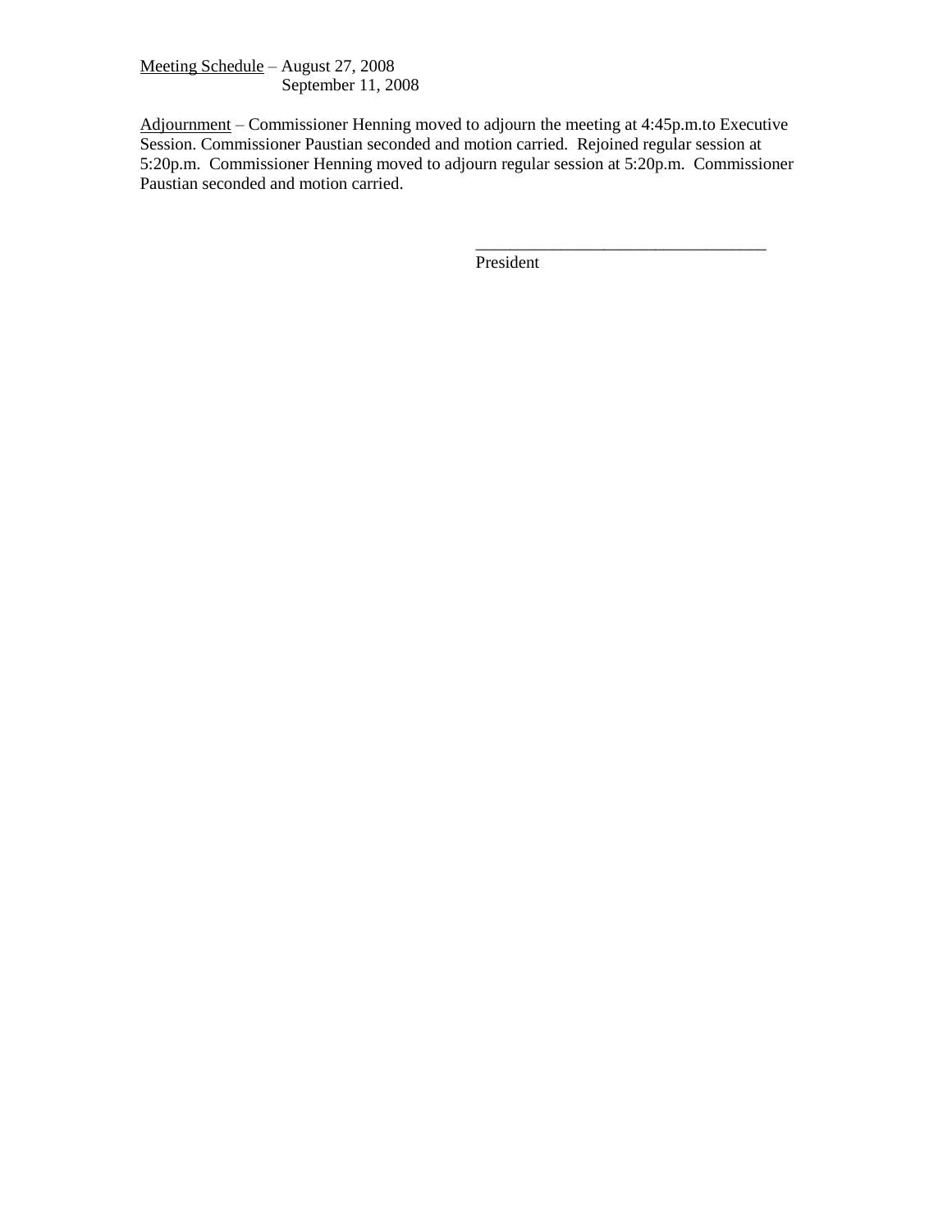<u>Meeting Schedule</u> – August 27, 2008
September 11, 2008

<u>Adjournment</u> – Commissioner Henning moved to adjourn the meeting at 4:45p.m.to Executive Session. Commissioner Paustian seconded and motion carried. Rejoined regular session at 5:20p.m. Commissioner Henning moved to adjourn regular session at 5:20p.m. Commissioner Paustian seconded and motion carried.

\_\_\_\_\_\_\_\_\_\_\_\_\_\_\_\_\_\_\_\_\_\_\_\_\_\_\_\_\_\_\_\_\_\_

President